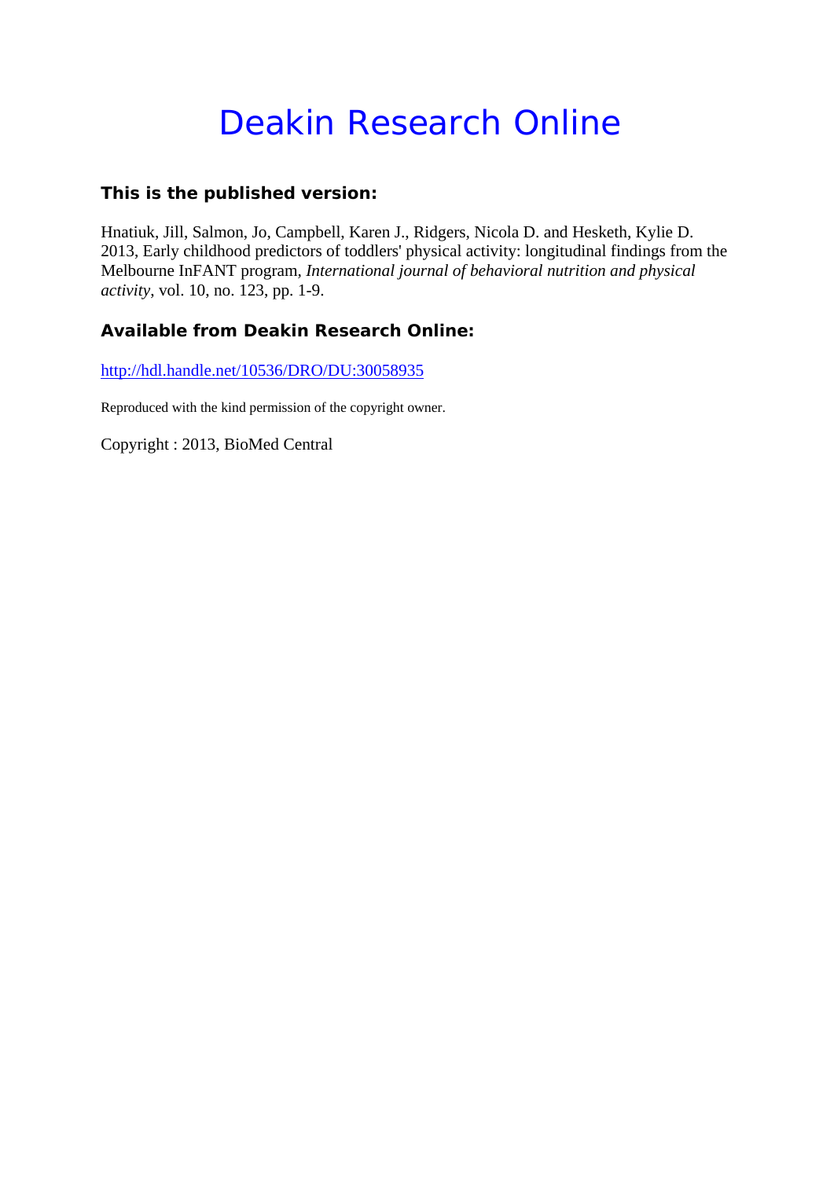# Deakin Research Online

### This is the published version:

Hnatiuk, Jill, Salmon, Jo, Campbell, Karen J., Ridgers, Nicola D. and Hesketh, Kylie D. 2013, Early childhood predictors of toddlers' physical activity: longitudinal findings from the Melbourne InFANT program, *International journal of behavioral nutrition and physical activity*, vol. 10, no. 123, pp. 1-9.

### Available from Deakin Research Online:

http://hdl.handle.net/10536/DRO/DU:30058935

Reproduced with the kind permission of the copyright owner.

Copyright : 2013, BioMed Central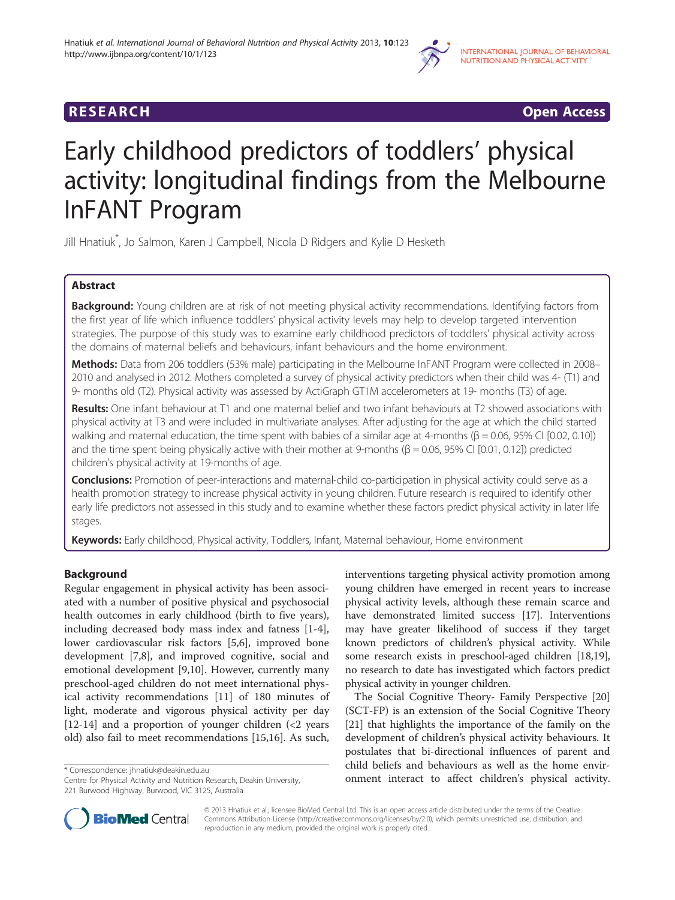# Early childhood predictors of toddlers' physical activity: longitudinal findings from the Melbourne InFANT Program

Jill Hnatiuk*, Jo Salmon, Karen J Campbell, Nicola D Ridgers and Kylie D Hesketh

## Abstract

**Background:** Young children are at risk of not meeting physical activity recommendations. Identifying factors from the first year of life which influence toddlers' physical activity levels may help to develop targeted intervention strategies. The purpose of this study was to examine early childhood predictors of toddlers' physical activity across the domains of maternal beliefs and behaviours, infant behaviours and the home environment.

**Methods:** Data from 206 toddlers (53% male) participating in the Melbourne InFANT Program were collected in 2008–2010 and analysed in 2012. Mothers completed a survey of physical activity predictors when their child was 4- (T1) and 9- months old (T2). Physical activity was assessed by ActiGraph GT1M accelerometers at 19- months (T3) of age.

**Results:** One infant behaviour at T1 and one maternal belief and two infant behaviours at T2 showed associations with physical activity at T3 and were included in multivariate analyses. After adjusting for the age at which the child started walking and maternal education, the time spent with babies of a similar age at 4-months (β = 0.06, 95% CI [0.02, 0.10]) and the time spent being physically active with their mother at 9-months (β = 0.06, 95% CI [0.01, 0.12]) predicted children's physical activity at 19-months of age.

**Conclusions:** Promotion of peer-interactions and maternal-child co-participation in physical activity could serve as a health promotion strategy to increase physical activity in young children. Future research is required to identify other early life predictors not assessed in this study and to examine whether these factors predict physical activity in later life stages.

**Keywords:** Early childhood, Physical activity, Toddlers, Infant, Maternal behaviour, Home environment

## Background

Regular engagement in physical activity has been associated with a number of positive physical and psychosocial health outcomes in early childhood (birth to five years), including decreased body mass index and fatness [1-4], lower cardiovascular risk factors [5,6], improved bone development [7,8], and improved cognitive, social and emotional development [9,10]. However, currently many preschool-aged children do not meet international physical activity recommendations [11] of 180 minutes of light, moderate and vigorous physical activity per day [12-14] and a proportion of younger children (<2 years old) also fail to meet recommendations [15,16]. As such, interventions targeting physical activity promotion among young children have emerged in recent years to increase physical activity levels, although these remain scarce and have demonstrated limited success [17]. Interventions may have greater likelihood of success if they target known predictors of children's physical activity. While some research exists in preschool-aged children [18,19], no research to date has investigated which factors predict physical activity in younger children.

The Social Cognitive Theory- Family Perspective [20] (SCT-FP) is an extension of the Social Cognitive Theory [21] that highlights the importance of the family on the development of children's physical activity behaviours. It postulates that bi-directional influences of parent and child beliefs and behaviours as well as the home environment interact to affect children's physical activity.

* Correspondence: jhnatiuk@deakin.edu.au
Centre for Physical Activity and Nutrition Research, Deakin University, 221 Burwood Highway, Burwood, VIC 3125, Australia

© 2013 Hnatiuk et al.; licensee BioMed Central Ltd. This is an open access article distributed under the terms of the Creative Commons Attribution License (http://creativecommons.org/licenses/by/2.0), which permits unrestricted use, distribution, and reproduction in any medium, provided the original work is properly cited.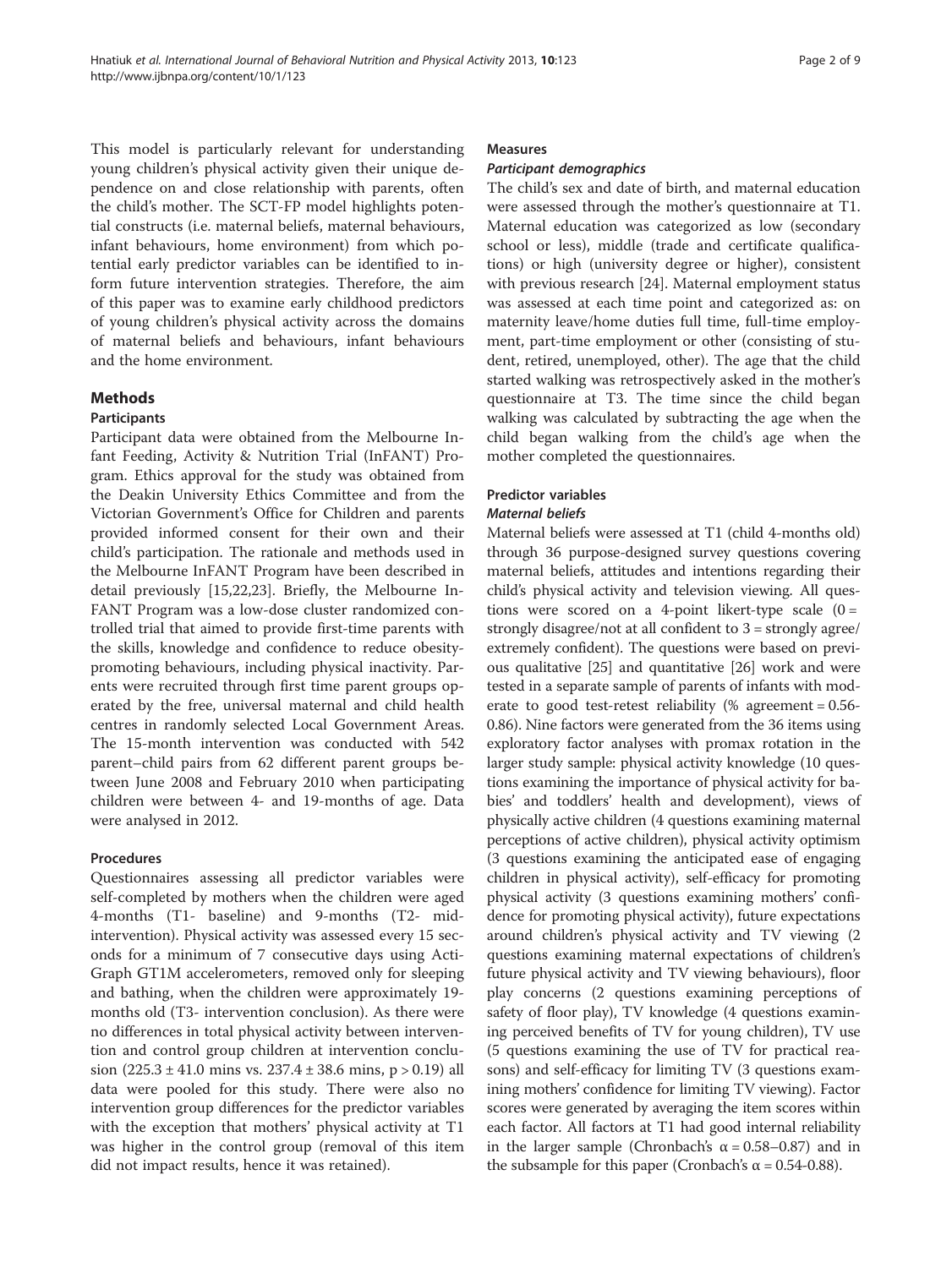This model is particularly relevant for understanding young children's physical activity given their unique dependence on and close relationship with parents, often the child's mother. The SCT-FP model highlights potential constructs (i.e. maternal beliefs, maternal behaviours, infant behaviours, home environment) from which potential early predictor variables can be identified to inform future intervention strategies. Therefore, the aim of this paper was to examine early childhood predictors of young children's physical activity across the domains of maternal beliefs and behaviours, infant behaviours and the home environment.

## Methods

### Participants

Participant data were obtained from the Melbourne Infant Feeding, Activity & Nutrition Trial (InFANT) Program. Ethics approval for the study was obtained from the Deakin University Ethics Committee and from the Victorian Government's Office for Children and parents provided informed consent for their own and their child's participation. The rationale and methods used in the Melbourne InFANT Program have been described in detail previously [15,22,23]. Briefly, the Melbourne InFANT Program was a low-dose cluster randomized controlled trial that aimed to provide first-time parents with the skills, knowledge and confidence to reduce obesity-promoting behaviours, including physical inactivity. Parents were recruited through first time parent groups operated by the free, universal maternal and child health centres in randomly selected Local Government Areas. The 15-month intervention was conducted with 542 parent–child pairs from 62 different parent groups between June 2008 and February 2010 when participating children were between 4- and 19-months of age. Data were analysed in 2012.

### Procedures

Questionnaires assessing all predictor variables were self-completed by mothers when the children were aged 4-months (T1- baseline) and 9-months (T2- mid-intervention). Physical activity was assessed every 15 seconds for a minimum of 7 consecutive days using ActiGraph GT1M accelerometers, removed only for sleeping and bathing, when the children were approximately 19-months old (T3- intervention conclusion). As there were no differences in total physical activity between intervention and control group children at intervention conclusion ($225.3 \pm 41.0$ mins vs. $237.4 \pm 38.6$ mins, $p > 0.19$) all data were pooled for this study. There were also no intervention group differences for the predictor variables with the exception that mothers' physical activity at T1 was higher in the control group (removal of this item did not impact results, hence it was retained).

### Measures

#### *Participant demographics*

The child's sex and date of birth, and maternal education were assessed through the mother's questionnaire at T1. Maternal education was categorized as low (secondary school or less), middle (trade and certificate qualifications) or high (university degree or higher), consistent with previous research [24]. Maternal employment status was assessed at each time point and categorized as: on maternity leave/home duties full time, full-time employment, part-time employment or other (consisting of student, retired, unemployed, other). The age that the child started walking was retrospectively asked in the mother's questionnaire at T3. The time since the child began walking was calculated by subtracting the age when the child began walking from the child's age when the mother completed the questionnaires.

### Predictor variables

#### *Maternal beliefs*

Maternal beliefs were assessed at T1 (child 4-months old) through 36 purpose-designed survey questions covering maternal beliefs, attitudes and intentions regarding their child's physical activity and television viewing. All questions were scored on a 4-point likert-type scale (0 = strongly disagree/not at all confident to 3 = strongly agree/extremely confident). The questions were based on previous qualitative [25] and quantitative [26] work and were tested in a separate sample of parents of infants with moderate to good test-retest reliability (% agreement = 0.56-0.86). Nine factors were generated from the 36 items using exploratory study factor analyses with promax rotation in the larger study sample: physical activity knowledge (10 questions examining the importance of physical activity for babies' and toddlers' health and development), views of physically active children (4 questions examining maternal perceptions of active children), physical activity optimism (3 questions examining the anticipated ease of engaging children in physical activity), self-efficacy for promoting physical activity (3 questions examining mothers' confidence for promoting physical activity), future expectations around children's physical activity and TV viewing (2 questions examining maternal expectations of children's future physical activity and TV viewing behaviours), floor play concerns (2 questions examining perceptions of safety of floor play), TV knowledge (4 questions examining perceived benefits of TV for young children), TV use (5 questions examining the use of TV for practical reasons) and self-efficacy for limiting TV (3 questions examining mothers' confidence for limiting TV viewing). Factor scores were generated by averaging the item scores within each factor. All factors at T1 had good internal reliability in the larger sample (Chronbach's $\alpha = 0.58–0.87$) and in the subsample for this paper (Cronbach's $\alpha = 0.54$-$0.88$).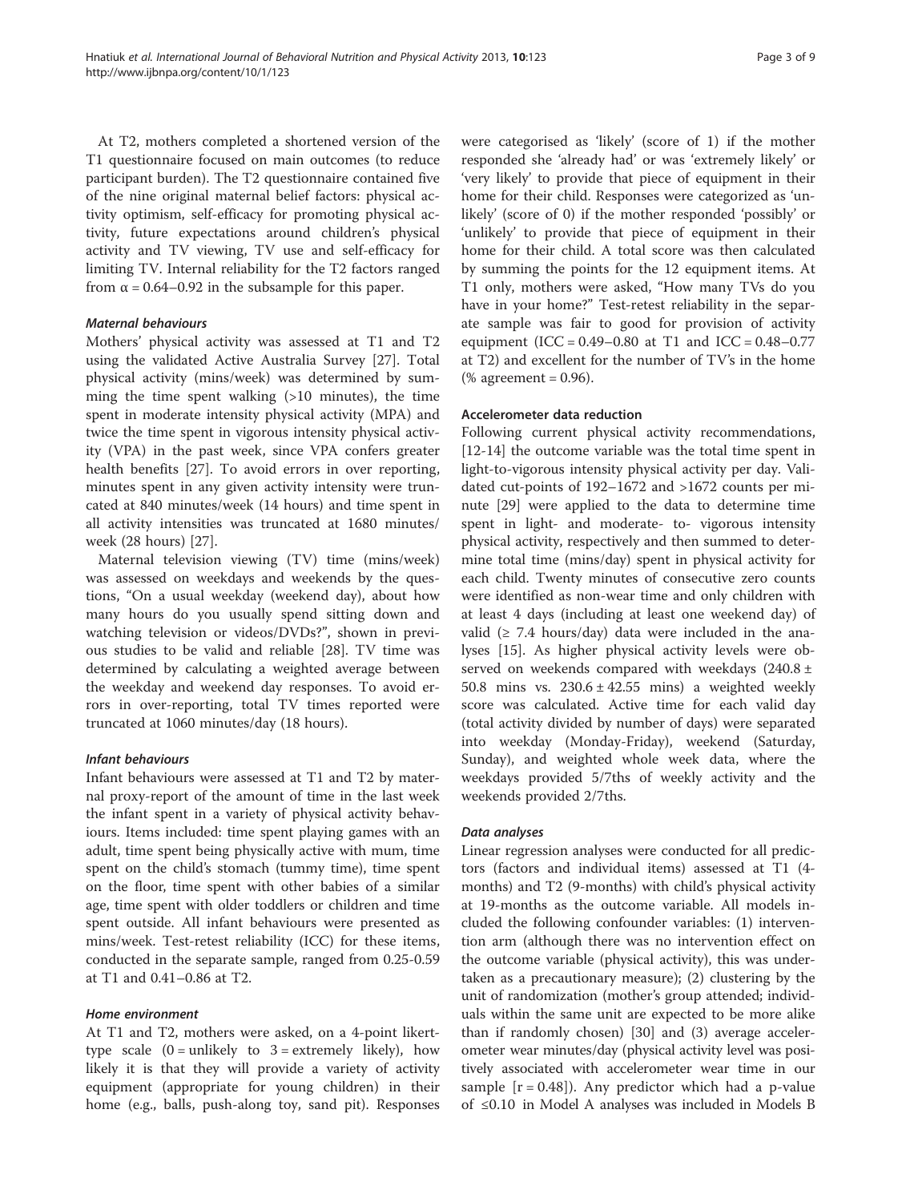At T2, mothers completed a shortened version of the T1 questionnaire focused on main outcomes (to reduce participant burden). The T2 questionnaire contained five of the nine original maternal belief factors: physical activity optimism, self-efficacy for promoting physical activity, future expectations around children's physical activity and TV viewing, TV use and self-efficacy for limiting TV. Internal reliability for the T2 factors ranged from $\alpha = 0.64–0.92$ in the subsample for this paper.

#### *Maternal behaviours*

Mothers' physical activity was assessed at T1 and T2 using the validated Active Australia Survey [27]. Total physical activity (mins/week) was determined by summing the time spent walking (>10 minutes), the time spent in moderate intensity physical activity (MPA) and twice the time spent in vigorous intensity physical activity (VPA) in the past week, since VPA confers greater health benefits [27]. To avoid errors in over reporting, minutes spent in any given activity intensity were truncated at 840 minutes/week (14 hours) and time spent in all activity intensities was truncated at 1680 minutes/week (28 hours) [27].

Maternal television viewing (TV) time (mins/week) was assessed on weekdays and weekends by the questions, "On a usual weekday (weekend day), about how many hours do you usually spend sitting down and watching television or videos/DVDs?", shown in previous studies to be valid and reliable [28]. TV time was determined by calculating a weighted average between the weekday and weekend day responses. To avoid errors in over-reporting, total TV times reported were truncated at 1060 minutes/day (18 hours).

#### *Infant behaviours*

Infant behaviours were assessed at T1 and T2 by maternal proxy-report of the amount of time in the last week the infant spent in a variety of physical activity behaviours. Items included: time spent playing games with an adult, time spent being physically active with mum, time spent on the child's stomach (tummy time), time spent on the floor, time spent with other babies of a similar age, time spent with older toddlers or children and time spent outside. All infant behaviours were presented as mins/week. Test-retest reliability (ICC) for these items, conducted in the separate sample, ranged from 0.25-0.59 at T1 and 0.41–0.86 at T2.

#### *Home environment*

At T1 and T2, mothers were asked, on a 4-point likert-type scale (0 = unlikely to 3 = extremely likely), how likely it is that they will provide a variety of activity equipment (appropriate for young children) in their home (e.g., balls, push-along toy, sand pit). Responses were categorised as 'likely' (score of 1) if the mother responded she 'already had' or was 'extremely likely' or 'very likely' to provide that piece of equipment in their home for their child. Responses were categorized as 'unlikely' (score of 0) if the mother responded 'possibly' or 'unlikely' to provide that piece of equipment in their home for their child. A total score was then calculated by summing the points for the 12 equipment items. At T1 only, mothers were asked, "How many TVs do you have in your home?" Test-retest reliability in the separate sample was fair to good for provision of activity equipment (ICC = 0.49–0.80 at T1 and ICC = 0.48–0.77 at T2) and excellent for the number of TV's in the home (% agreement = 0.96).

#### Accelerometer data reduction

Following current physical activity recommendations, [12-14] the outcome variable was the total time spent in light-to-vigorous intensity physical activity per day. Validated cut-points of 192–1672 and >1672 counts per minute [29] were applied to the data to determine time spent in light- and moderate- to- vigorous intensity physical activity, respectively and then summed to determine total time (mins/day) spent in physical activity for each child. Twenty minutes of consecutive zero counts were identified as non-wear time and only children with at least 4 days (including at least one weekend day) of valid ($\geq$ 7.4 hours/day) data were included in the analyses [15]. As higher physical activity levels were observed on weekends compared with weekdays ($240.8 \pm 50.8$ mins vs. $230.6 \pm 42.55$ mins) a weighted weekly score was calculated. Active time for each valid day (total activity divided by number of days) were separated into weekday (Monday-Friday), weekend (Saturday, Sunday), and weighted whole week data, where the weekdays provided 5/7ths of weekly activity and the weekends provided 2/7ths.

#### *Data analyses*

Linear regression analyses were conducted for all predictors (factors and individual items) assessed at T1 (4-months) and T2 (9-months) with child's physical activity at 19-months as the outcome variable. All models included the following confounder variables: (1) intervention arm (although there was no intervention effect on the outcome variable (physical activity), this was undertaken as a precautionary measure); (2) clustering by the unit of randomization (mother's group attended; individuals within the same unit are expected to be more alike than if randomly chosen) [30] and (3) average accelerometer wear minutes/day (physical activity level was positively associated with accelerometer wear time in our sample [$r = 0.48$]). Any predictor which had a p-value of $\leq$0.10 in Model A analyses was included in Models B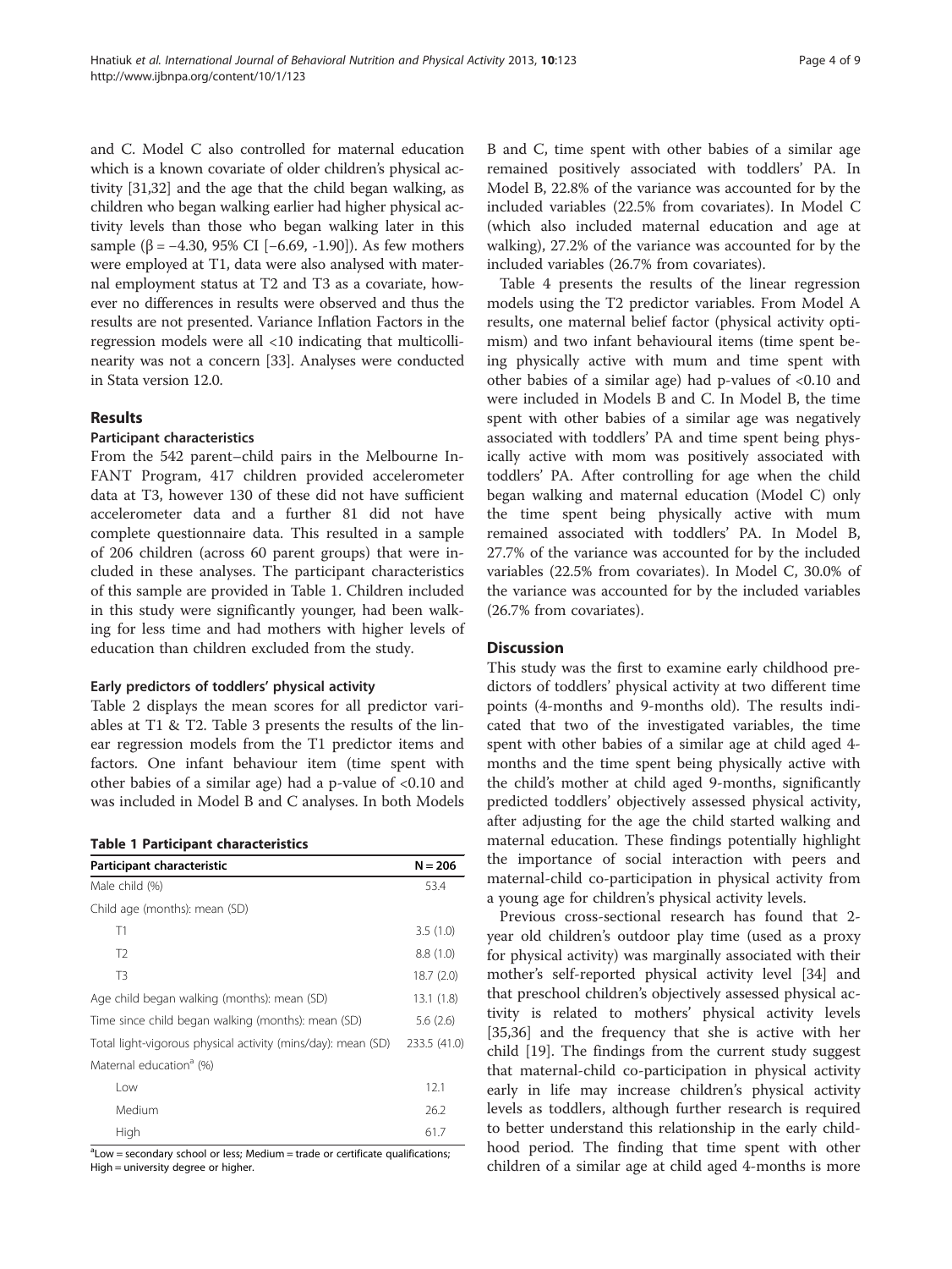and C. Model C also controlled for maternal education which is a known covariate of older children's physical activity [31,32] and the age that the child began walking, as children who began walking earlier had higher physical activity levels than those who began walking later in this sample (β = −4.30, 95% CI [−6.69, -1.90]). As few mothers were employed at T1, data were also analysed with maternal employment status at T2 and T3 as a covariate, however no differences in results were observed and thus the results are not presented. Variance Inflation Factors in the regression models were all <10 indicating that multicollinearity was not a concern [33]. Analyses were conducted in Stata version 12.0.

## Results

### Participant characteristics

From the 542 parent–child pairs in the Melbourne InFANT Program, 417 children provided accelerometer data at T3, however 130 of these did not have sufficient accelerometer data and a further 81 did not have complete questionnaire data. This resulted in a sample of 206 children (across 60 parent groups) that were included in these analyses. The participant characteristics of this sample are provided in Table 1. Children included in this study were significantly younger, had been walking for less time and had mothers with higher levels of education than children excluded from the study.

### Early predictors of toddlers' physical activity

Table 2 displays the mean scores for all predictor variables at T1 & T2. Table 3 presents the results of the linear regression models from the T1 predictor items and factors. One infant behaviour item (time spent with other babies of a similar age) had a p-value of <0.10 and was included in Model B and C analyses. In both Models B and C, time spent with other babies of a similar age remained positively associated with toddlers' PA. In Model B, 22.8% of the variance was accounted for by the included variables (22.5% from covariates). In Model C (which also included maternal education and age at walking), 27.2% of the variance was accounted for by the included variables (26.7% from covariates).

**Table 1 Participant characteristics**

| Participant characteristic | N = 206 |
|---|---|
| Male child (%) | 53.4 |
| Child age (months): mean (SD) | |
| T1 | 3.5 (1.0) |
| T2 | 8.8 (1.0) |
| T3 | 18.7 (2.0) |
| Age child began walking (months): mean (SD) | 13.1 (1.8) |
| Time since child began walking (months): mean (SD) | 5.6 (2.6) |
| Total light-vigorous physical activity (mins/day): mean (SD) | 233.5 (41.0) |
| Maternal education[a] (%) | |
| Low | 12.1 |
| Medium | 26.2 |
| High | 61.7 |

[a]Low = secondary school or less; Medium = trade or certificate qualifications; High = university degree or higher.

Table 4 presents the results of the linear regression models using the T2 predictor variables. From Model A results, one maternal belief factor (physical activity optimism) and two infant behavioural items (time spent being physically active with mum and time spent with other babies of a similar age) had p-values of <0.10 and were included in Models B and C. In Model B, the time spent with other babies of a similar age was negatively associated with toddlers' PA and time spent being physically active with mom was positively associated with toddlers' PA. After controlling for age when the child began walking and maternal education (Model C) only the time spent being physically active with mum remained associated with toddlers' PA. In Model B, 27.7% of the variance was accounted for by the included variables (22.5% from covariates). In Model C, 30.0% of the variance was accounted for by the included variables (26.7% from covariates).

## Discussion

This study was the first to examine early childhood predictors of toddlers' physical activity at two different time points (4-months and 9-months old). The results indicated that two of the investigated variables, the time spent with other babies of a similar age at child aged 4-months and the time spent being physically active with the child's mother at child aged 9-months, significantly predicted toddlers' objectively assessed physical activity, after adjusting for the age the child started walking and maternal education. These findings potentially highlight the importance of social interaction with peers and maternal-child co-participation in physical activity from a young age for children's physical activity levels.

Previous cross-sectional research has found that 2-year old children's outdoor play time (used as a proxy for physical activity) was marginally associated with their mother's self-reported physical activity level [34] and that preschool children's objectively assessed physical activity is related to mothers' physical activity levels [35,36] and the frequency that she is active with her child [19]. The findings from the current study suggest that maternal-child co-participation in physical activity early in life may increase children's physical activity levels as toddlers, although further research is required to better understand this relationship in the early childhood period. The finding that time spent with other children of a similar age at child aged 4-months is more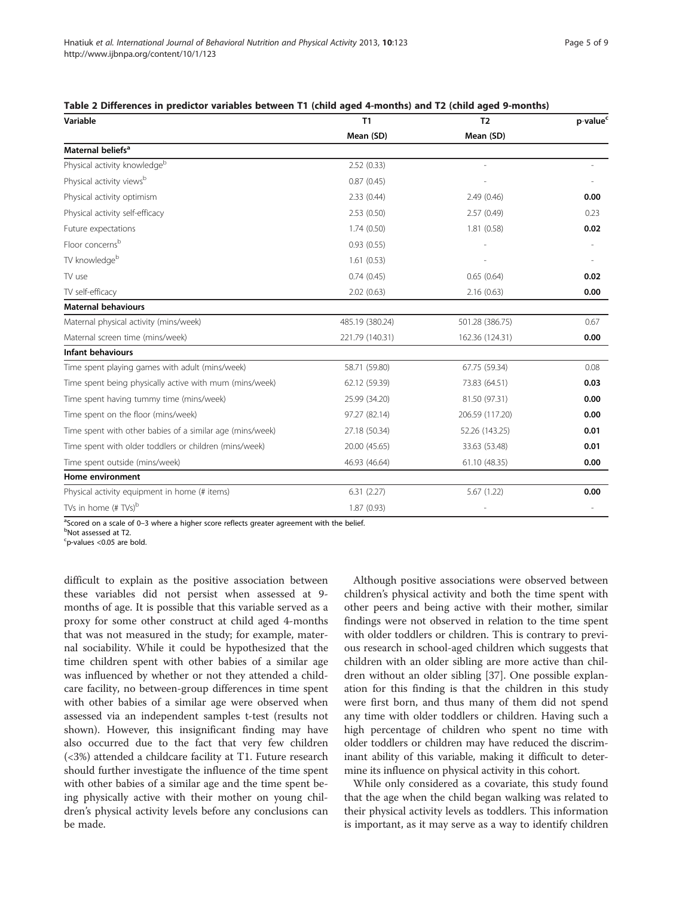**Table 2 Differences in predictor variables between T1 (child aged 4-months) and T2 (child aged 9-months)**

| Variable | T1 | T2 | p-value[c] |
|---|---|---|---|
| | Mean (SD) | Mean (SD) | |
| **Maternal beliefs[a]** | | | |
| Physical activity knowledge[b] | 2.52 (0.33) | - | - |
| Physical activity views[b] | 0.87 (0.45) | - | - |
| Physical activity optimism | 2.33 (0.44) | 2.49 (0.46) | **0.00** |
| Physical activity self-efficacy | 2.53 (0.50) | 2.57 (0.49) | 0.23 |
| Future expectations | 1.74 (0.50) | 1.81 (0.58) | **0.02** |
| Floor concerns[b] | 0.93 (0.55) | - | - |
| TV knowledge[b] | 1.61 (0.53) | - | - |
| TV use | 0.74 (0.45) | 0.65 (0.64) | **0.02** |
| TV self-efficacy | 2.02 (0.63) | 2.16 (0.63) | **0.00** |
| **Maternal behaviours** | | | |
| Maternal physical activity (mins/week) | 485.19 (380.24) | 501.28 (386.75) | 0.67 |
| Maternal screen time (mins/week) | 221.79 (140.31) | 162.36 (124.31) | **0.00** |
| **Infant behaviours** | | | |
| Time spent playing games with adult (mins/week) | 58.71 (59.80) | 67.75 (59.34) | 0.08 |
| Time spent being physically active with mum (mins/week) | 62.12 (59.39) | 73.83 (64.51) | **0.03** |
| Time spent having tummy time (mins/week) | 25.99 (34.20) | 81.50 (97.31) | **0.00** |
| Time spent on the floor (mins/week) | 97.27 (82.14) | 206.59 (117.20) | **0.00** |
| Time spent with other babies of a similar age (mins/week) | 27.18 (50.34) | 52.26 (143.25) | **0.01** |
| Time spent with older toddlers or children (mins/week) | 20.00 (45.65) | 33.63 (53.48) | **0.01** |
| Time spent outside (mins/week) | 46.93 (46.64) | 61.10 (48.35) | **0.00** |
| **Home environment** | | | |
| Physical activity equipment in home (# items) | 6.31 (2.27) | 5.67 (1.22) | **0.00** |
| TVs in home (# TVs)[b] | 1.87 (0.93) | - | - |

[a]Scored on a scale of 0–3 where a higher score reflects greater agreement with the belief.
[b]Not assessed at T2.
[c]p-values <0.05 are bold.

difficult to explain as the positive association between these variables did not persist when assessed at 9-months of age. It is possible that this variable served as a proxy for some other construct at child aged 4-months that was not measured in the study; for example, maternal sociability. While it could be hypothesized that the time children spent with other babies of a similar age was influenced by whether or not they attended a childcare facility, no between-group differences in time spent with other babies of a similar age were observed when assessed via an independent samples t-test (results not shown). However, this insignificant finding may have also occurred due to the fact that very few children (<3%) attended a childcare facility at T1. Future research should further investigate the influence of the time spent with other babies of a similar age and the time spent being physically active with their mother on young children's physical activity levels before any conclusions can be made.

Although positive associations were observed between children's physical activity and both the time spent with other peers and being active with their mother, similar findings were not observed in relation to the time spent with older toddlers or children. This is contrary to previous research in school-aged children which suggests that children with an older sibling are more active than children without an older sibling [37]. One possible explanation for this finding is that the children in this study were first born, and thus many of them did not spend any time with older toddlers or children. Having such a high percentage of children who spent no time with older toddlers or children may have reduced the discriminant ability of this variable, making it difficult to determine its influence on physical activity in this cohort.

While only considered as a covariate, this study found that the age when the child began walking was related to their physical activity levels as toddlers. This information is important, as it may serve as a way to identify children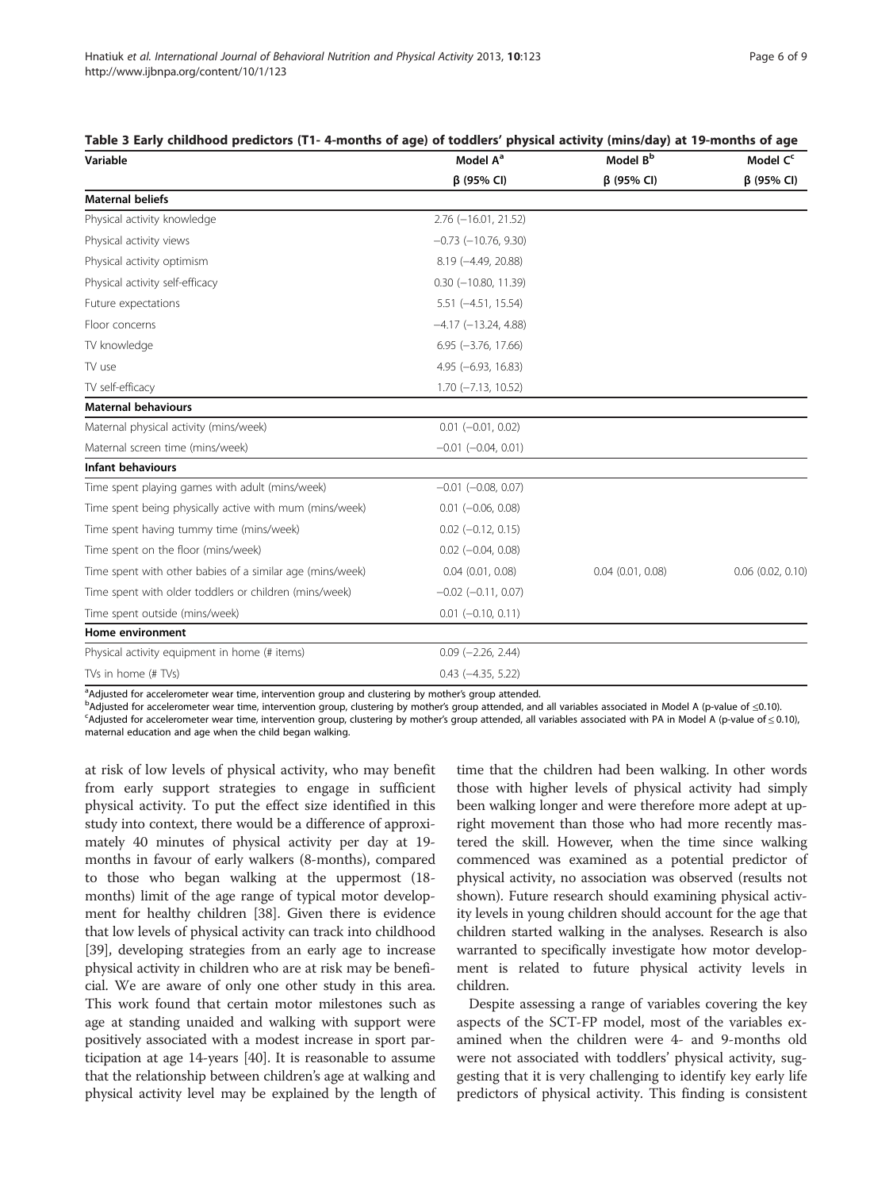**Table 3 Early childhood predictors (T1- 4-months of age) of toddlers' physical activity (mins/day) at 19-months of age**

| Variable | Model A[a] | Model B[b] | Model C[c] |
|---|---|---|---|
| | β (95% CI) | β (95% CI) | β (95% CI) |
| **Maternal beliefs** | | | |
| Physical activity knowledge | 2.76 (−16.01, 21.52) | | |
| Physical activity views | −0.73 (−10.76, 9.30) | | |
| Physical activity optimism | 8.19 (−4.49, 20.88) | | |
| Physical activity self-efficacy | 0.30 (−10.80, 11.39) | | |
| Future expectations | 5.51 (−4.51, 15.54) | | |
| Floor concerns | −4.17 (−13.24, 4.88) | | |
| TV knowledge | 6.95 (−3.76, 17.66) | | |
| TV use | 4.95 (−6.93, 16.83) | | |
| TV self-efficacy | 1.70 (−7.13, 10.52) | | |
| **Maternal behaviours** | | | |
| Maternal physical activity (mins/week) | 0.01 (−0.01, 0.02) | | |
| Maternal screen time (mins/week) | −0.01 (−0.04, 0.01) | | |
| **Infant behaviours** | | | |
| Time spent playing games with adult (mins/week) | −0.01 (−0.08, 0.07) | | |
| Time spent being physically active with mum (mins/week) | 0.01 (−0.06, 0.08) | | |
| Time spent having tummy time (mins/week) | 0.02 (−0.12, 0.15) | | |
| Time spent on the floor (mins/week) | 0.02 (−0.04, 0.08) | | |
| Time spent with other babies of a similar age (mins/week) | 0.04 (0.01, 0.08) | 0.04 (0.01, 0.08) | 0.06 (0.02, 0.10) |
| Time spent with older toddlers or children (mins/week) | −0.02 (−0.11, 0.07) | | |
| Time spent outside (mins/week) | 0.01 (−0.10, 0.11) | | |
| **Home environment** | | | |
| Physical activity equipment in home (# items) | 0.09 (−2.26, 2.44) | | |
| TVs in home (# TVs) | 0.43 (−4.35, 5.22) | | |

[a]Adjusted for accelerometer wear time, intervention group and clustering by mother's group attended.
[b]Adjusted for accelerometer wear time, intervention group, clustering by mother's group attended, and all variables associated in Model A (p-value of ≤0.10).
[c]Adjusted for accelerometer wear time, intervention group, clustering by mother's group attended, all variables associated with PA in Model A (p-value of ≤ 0.10), maternal education and age when the child began walking.

at risk of low levels of physical activity, who may benefit from early support strategies to engage in sufficient physical activity. To put the effect size identified in this study into context, there would be a difference of approximately 40 minutes of physical activity per day at 19-months in favour of early walkers (8-months), compared to those who began walking at the uppermost (18-months) limit of the age range of typical motor development for healthy children [38]. Given there is evidence that low levels of physical activity can track into childhood [39], developing strategies from an early age to increase physical activity in children who are at risk may be beneficial. We are aware of only one other study in this area. This work found that certain motor milestones such as age at standing unaided and walking with support were positively associated with a modest increase in sport participation at age 14-years [40]. It is reasonable to assume that the relationship between children's age at walking and physical activity level may be explained by the length of time that the children had been walking. In other words those with higher levels of physical activity had simply been walking longer and were therefore more adept at upright movement than those who had more recently mastered the skill. However, when the time since walking commenced was examined as a potential predictor of physical activity, no association was observed (results not shown). Future research should examining physical activity levels in young children should account for the age that children started walking in the analyses. Research is also warranted to specifically investigate how motor development is related to future physical activity levels in children.

Despite assessing a range of variables covering the key aspects of the SCT-FP model, most of the variables examined when the children were 4- and 9-months old were not associated with toddlers' physical activity, suggesting that it is very challenging to identify key early life predictors of physical activity. This finding is consistent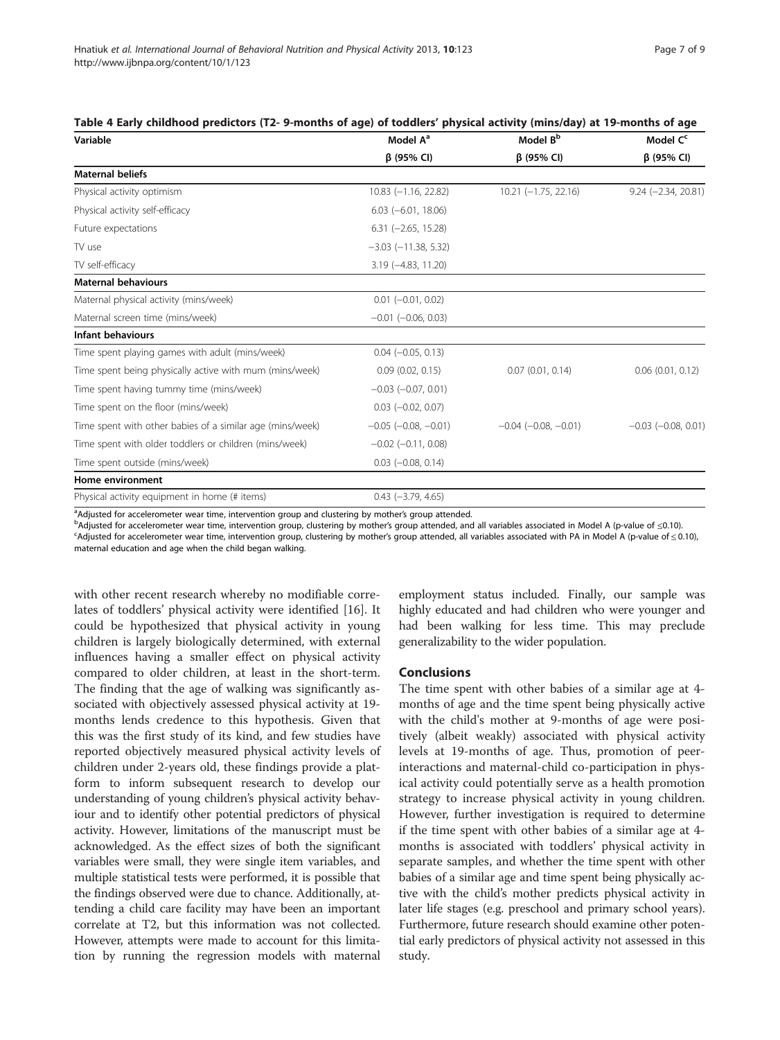**Table 4 Early childhood predictors (T2- 9-months of age) of toddlers' physical activity (mins/day) at 19-months of age**

| Variable | Model A[a] | Model B[b] | Model C[c] |
|---|---|---|---|
| | β (95% CI) | β (95% CI) | β (95% CI) |
| **Maternal beliefs** | | | |
| Physical activity optimism | 10.83 (−1.16, 22.82) | 10.21 (−1.75, 22.16) | 9.24 (−2.34, 20.81) |
| Physical activity self-efficacy | 6.03 (−6.01, 18.06) | | |
| Future expectations | 6.31 (−2.65, 15.28) | | |
| TV use | −3.03 (−11.38, 5.32) | | |
| TV self-efficacy | 3.19 (−4.83, 11.20) | | |
| **Maternal behaviours** | | | |
| Maternal physical activity (mins/week) | 0.01 (−0.01, 0.02) | | |
| Maternal screen time (mins/week) | −0.01 (−0.06, 0.03) | | |
| **Infant behaviours** | | | |
| Time spent playing games with adult (mins/week) | 0.04 (−0.05, 0.13) | | |
| Time spent being physically active with mum (mins/week) | 0.09 (0.02, 0.15) | 0.07 (0.01, 0.14) | 0.06 (0.01, 0.12) |
| Time spent having tummy time (mins/week) | −0.03 (−0.07, 0.01) | | |
| Time spent on the floor (mins/week) | 0.03 (−0.02, 0.07) | | |
| Time spent with other babies of a similar age (mins/week) | −0.05 (−0.08, −0.01) | −0.04 (−0.08, −0.01) | −0.03 (−0.08, 0.01) |
| Time spent with older toddlers or children (mins/week) | −0.02 (−0.11, 0.08) | | |
| Time spent outside (mins/week) | 0.03 (−0.08, 0.14) | | |
| **Home environment** | | | |
| Physical activity equipment in home (# items) | 0.43 (−3.79, 4.65) | | |

[a]Adjusted for accelerometer wear time, intervention group and clustering by mother's group attended.
[b]Adjusted for accelerometer wear time, intervention group, clustering by mother's group attended, and all variables associated in Model A (p-value of ≤0.10).
[c]Adjusted for accelerometer wear time, intervention group, clustering by mother's group attended, all variables associated with PA in Model A (p-value of ≤ 0.10), maternal education and age when the child began walking.

with other recent research whereby no modifiable correlates of toddlers' physical activity were identified [16]. It could be hypothesized that physical activity in young children is largely biologically determined, with external influences having a smaller effect on physical activity compared to older children, at least in the short-term. The finding that the age of walking was significantly associated with objectively assessed physical activity at 19-months lends credence to this hypothesis. Given that this was the first study of its kind, and few studies have reported objectively measured physical activity levels of children under 2-years old, these findings provide a platform to inform subsequent research to develop our understanding of young children's physical activity behaviour and to identify other potential predictors of physical activity. However, limitations of the manuscript must be acknowledged. As the effect sizes of both the significant variables were small, they were single item variables, and multiple statistical tests were performed, it is possible that the findings observed were due to chance. Additionally, attending a child care facility may have been an important correlate at T2, but this information was not collected. However, attempts were made to account for this limitation by running the regression models with maternal employment status included. Finally, our sample was highly educated and had children who were younger and had been walking for less time. This may preclude generalizability to the wider population.

## Conclusions

The time spent with other babies of a similar age at 4-months of age and the time spent being physically active with the child's mother at 9-months of age were positively (albeit weakly) associated with physical activity levels at 19-months of age. Thus, promotion of peer-interactions and maternal-child co-participation in physical activity could potentially serve as a health promotion strategy to increase physical activity in young children. However, further investigation is required to determine if the time spent with other babies of a similar age at 4-months is associated with toddlers' physical activity in separate samples, and whether the time spent with other babies of a similar age and time spent being physically active with the child's mother predicts physical activity in later life stages (e.g. preschool and primary school years). Furthermore, future research should examine other potential early predictors of physical activity not assessed in this study.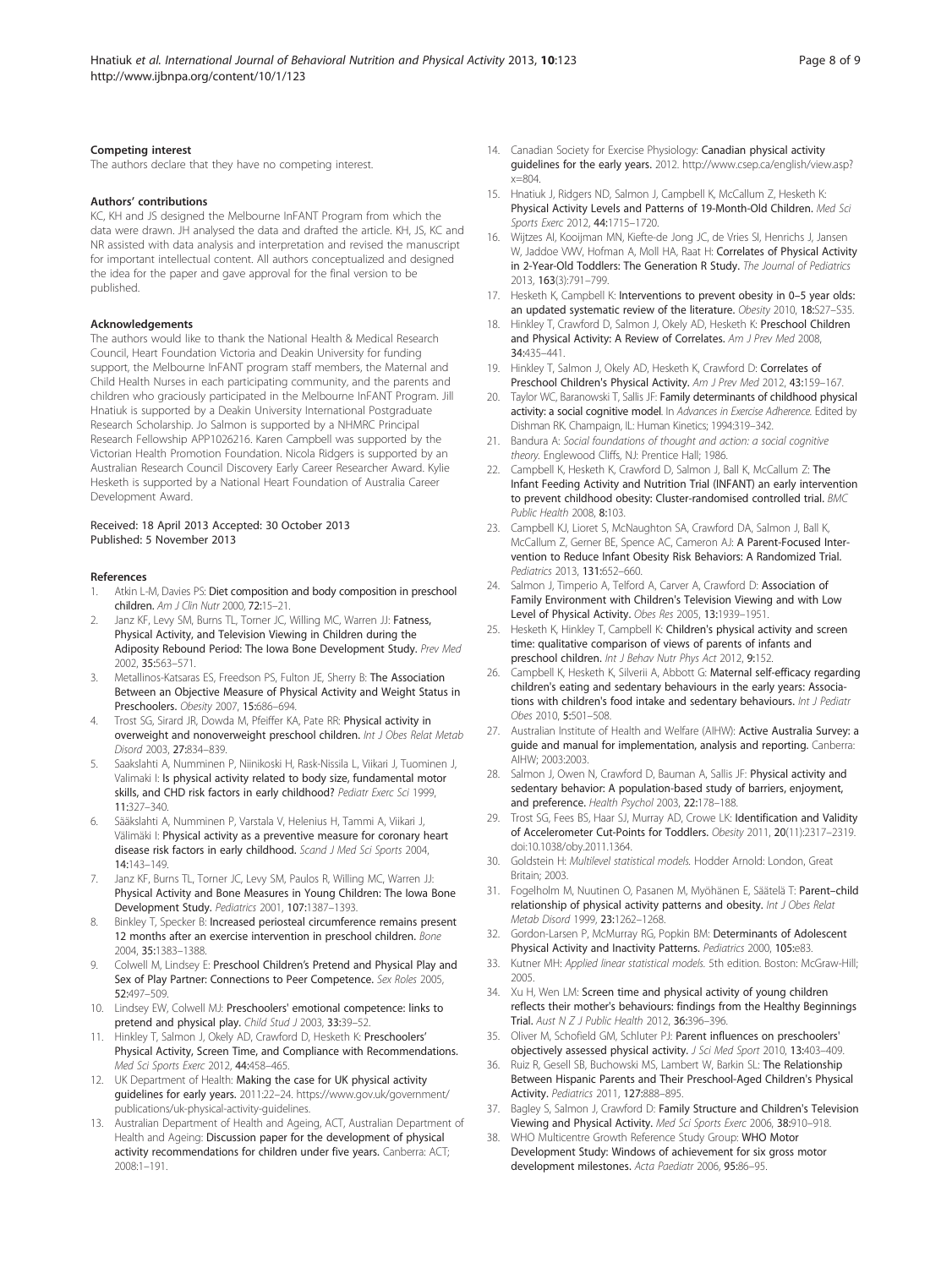### Competing interest

The authors declare that they have no competing interest.

### Authors' contributions

KC, KH and JS designed the Melbourne InFANT Program from which the data were drawn. JH analysed the data and drafted the article. KH, JS, KC and NR assisted with data analysis and interpretation and revised the manuscript for important intellectual content. All authors conceptualized and designed the idea for the paper and gave approval for the final version to be published.

### Acknowledgements

The authors would like to thank the National Health & Medical Research Council, Heart Foundation Victoria and Deakin University for funding support, the Melbourne InFANT program staff members, the Maternal and Child Health Nurses in each participating community, and the parents and children who graciously participated in the Melbourne InFANT Program. Jill Hnatiuk is supported by a Deakin University International Postgraduate Research Scholarship. Jo Salmon is supported by a NHMRC Principal Research Fellowship APP1026216. Karen Campbell was supported by the Victorian Health Promotion Foundation. Nicola Ridgers is supported by an Australian Research Council Discovery Early Career Researcher Award. Kylie Hesketh is supported by a National Heart Foundation of Australia Career Development Award.

Received: 18 April 2013 Accepted: 30 October 2013
Published: 5 November 2013

### References

1. Atkin L-M, Davies PS: **Diet composition and body composition in preschool children.** *Am J Clin Nutr* 2000, **72:**15–21.
2. Janz KF, Levy SM, Burns TL, Torner JC, Willing MC, Warren JJ: **Fatness, Physical Activity, and Television Viewing in Children during the Adiposity Rebound Period: The Iowa Bone Development Study.** *Prev Med* 2002, **35:**563–571.
3. Metallinos-Katsaras ES, Freedson PS, Fulton JE, Sherry B: **The Association Between an Objective Measure of Physical Activity and Weight Status in Preschoolers.** *Obesity* 2007, **15:**686–694.
4. Trost SG, Sirard JR, Dowda M, Pfeiffer KA, Pate RR: **Physical activity in overweight and nonoverweight preschool children.** *Int J Obes Relat Metab Disord* 2003, **27:**834–839.
5. Saakslahti A, Numminen P, Niinikoski H, Rask-Nissila L, Viikari J, Tuominen J, Valimaki I: **Is physical activity related to body size, fundamental motor skills, and CHD risk factors in early childhood?** *Pediatr Exerc Sci* 1999, **11:**327–340.
6. Sääkslahti A, Numminen P, Varstala V, Helenius H, Tammi A, Viikari J, Välimäki I: **Physical activity as a preventive measure for coronary heart disease risk factors in early childhood.** *Scand J Med Sci Sports* 2004, **14:**143–149.
7. Janz KF, Burns TL, Torner JC, Levy SM, Paulos R, Willing MC, Warren JJ: **Physical Activity and Bone Measures in Young Children: The Iowa Bone Development Study.** *Pediatrics* 2001, **107:**1387–1393.
8. Binkley T, Specker B: **Increased periosteal circumference remains present 12 months after an exercise intervention in preschool children.** *Bone* 2004, **35:**1383–1388.
9. Colwell M, Lindsey E: **Preschool Children's Pretend and Physical Play and Sex of Play Partner: Connections to Peer Competence.** *Sex Roles* 2005, **52:**497–509.
10. Lindsey EW, Colwell MJ: **Preschoolers' emotional competence: links to pretend and physical play.** *Child Stud J* 2003, **33:**39–52.
11. Hinkley T, Salmon J, Okely AD, Crawford D, Hesketh K: **Preschoolers' Physical Activity, Screen Time, and Compliance with Recommendations.** *Med Sci Sports Exerc* 2012, **44:**458–465.
12. UK Department of Health: **Making the case for UK physical activity guidelines for early years.** 2011:22–24. https://www.gov.uk/government/publications/uk-physical-activity-guidelines.
13. Australian Department of Health and Ageing, ACT, Australian Department of Health and Ageing: **Discussion paper for the development of physical activity recommendations for children under five years.** Canberra: ACT; 2008:1–191.
14. Canadian Society for Exercise Physiology: **Canadian physical activity guidelines for the early years.** 2012. http://www.csep.ca/english/view.asp?x=804.
15. Hnatiuk J, Ridgers ND, Salmon J, Campbell K, McCallum Z, Hesketh K: **Physical Activity Levels and Patterns of 19-Month-Old Children.** *Med Sci Sports Exerc* 2012, **44:**1715–1720.
16. Wijtzes AI, Kooijman MN, Kiefte-de Jong JC, de Vries SI, Henrichs J, Jansen W, Jaddoe VWV, Hofman A, Moll HA, Raat H: **Correlates of Physical Activity in 2-Year-Old Toddlers: The Generation R Study.** *The Journal of Pediatrics* 2013, **163**(3):791–799.
17. Hesketh K, Campbell K: **Interventions to prevent obesity in 0–5 year olds: an updated systematic review of the literature.** *Obesity* 2010, **18:**S27–S35.
18. Hinkley T, Crawford D, Salmon J, Okely AD, Hesketh K: **Preschool Children and Physical Activity: A Review of Correlates.** *Am J Prev Med* 2008, **34:**435–441.
19. Hinkley T, Salmon J, Okely AD, Hesketh K, Crawford D: **Correlates of Preschool Children's Physical Activity.** *Am J Prev Med* 2012, **43:**159–167.
20. Taylor WC, Baranowski T, Sallis JF: **Family determinants of childhood physical activity: a social cognitive model.** In *Advances in Exercise Adherence.* Edited by Dishman RK. Champaign, IL: Human Kinetics; 1994:319–342.
21. Bandura A: *Social foundations of thought and action: a social cognitive theory.* Englewood Cliffs, NJ: Prentice Hall; 1986.
22. Campbell K, Hesketh K, Crawford D, Salmon J, Ball K, McCallum Z: **The Infant Feeding Activity and Nutrition Trial (INFANT) an early intervention to prevent childhood obesity: Cluster-randomised controlled trial.** *BMC Public Health* 2008, **8:**103.
23. Campbell KJ, Lioret S, McNaughton SA, Crawford DA, Salmon J, Ball K, McCallum Z, Gerner BE, Spence AC, Cameron AJ: **A Parent-Focused Intervention to Reduce Infant Obesity Risk Behaviors: A Randomized Trial.** *Pediatrics* 2013, **131:**652–660.
24. Salmon J, Timperio A, Telford A, Carver A, Crawford D: **Association of Family Environment with Children's Television Viewing and with Low Level of Physical Activity.** *Obes Res* 2005, **13:**1939–1951.
25. Hesketh K, Hinkley T, Campbell K: **Children's physical activity and screen time: qualitative comparison of views of parents of infants and preschool children.** *Int J Behav Nutr Phys Act* 2012, **9:**152.
26. Campbell K, Hesketh K, Silverii A, Abbott G: **Maternal self-efficacy regarding children's eating and sedentary behaviours in the early years: Associations with children's food intake and sedentary behaviours.** *Int J Pediatr Obes* 2010, **5:**501–508.
27. Australian Institute of Health and Welfare (AIHW): **Active Australia Survey: a guide and manual for implementation, analysis and reporting.** Canberra: AIHW; 2003:2003.
28. Salmon J, Owen N, Crawford D, Bauman A, Sallis JF: **Physical activity and sedentary behavior: A population-based study of barriers, enjoyment, and preference.** *Health Psychol* 2003, **22:**178–188.
29. Trost SG, Fees BS, Haar SJ, Murray AD, Crowe LK: **Identification and Validity of Accelerometer Cut-Points for Toddlers.** *Obesity* 2011, **20**(11):2317–2319. doi:10.1038/oby.2011.1364.
30. Goldstein H: *Multilevel statistical models.* Hodder Arnold: London, Great Britain; 2003.
31. Fogelholm M, Nuutinen O, Pasanen M, Myöhänen E, Säätelä T: **Parent–child relationship of physical activity patterns and obesity.** *Int J Obes Relat Metab Disord* 1999, **23:**1262–1268.
32. Gordon-Larsen P, McMurray RG, Popkin BM: **Determinants of Adolescent Physical Activity and Inactivity Patterns.** *Pediatrics* 2000, **105:**e83.
33. Kutner MH: *Applied linear statistical models.* 5th edition. Boston: McGraw-Hill; 2005.
34. Xu H, Wen LM: **Screen time and physical activity of young children reflects their mother's behaviours: findings from the Healthy Beginnings Trial.** *Aust N Z J Public Health* 2012, **36:**396–396.
35. Oliver M, Schofield GM, Schluter PJ: **Parent influences on preschoolers' objectively assessed physical activity.** *J Sci Med Sport* 2010, **13:**403–409.
36. Ruiz R, Gesell SB, Buchowski MS, Lambert W, Barkin SL: **The Relationship Between Hispanic Parents and Their Preschool-Aged Children's Physical Activity.** *Pediatrics* 2011, **127:**888–895.
37. Bagley S, Salmon J, Crawford D: **Family Structure and Children's Television Viewing and Physical Activity.** *Med Sci Sports Exerc* 2006, **38:**910–918.
38. WHO Multicentre Growth Reference Study Group: **WHO Motor Development Study: Windows of achievement for six gross motor development milestones.** *Acta Paediatr* 2006, **95:**86–95.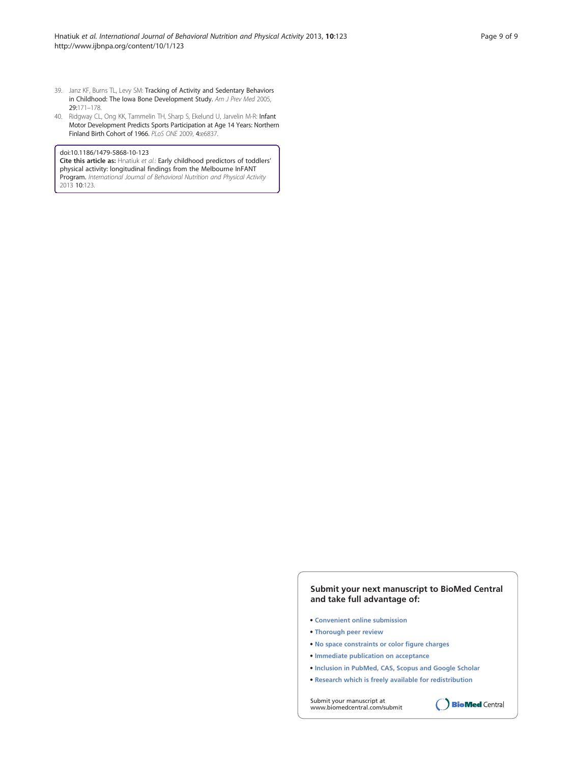39. Janz KF, Burns TL, Levy SM: **Tracking of Activity and Sedentary Behaviors in Childhood: The Iowa Bone Development Study.** *Am J Prev Med* 2005, **29**:171–178.
40. Ridgway CL, Ong KK, Tammelin TH, Sharp S, Ekelund U, Jarvelin M-R: **Infant Motor Development Predicts Sports Participation at Age 14 Years: Northern Finland Birth Cohort of 1966.** *PLoS ONE* 2009, **4**:e6837.

doi:10.1186/1479-5868-10-123
**Cite this article as:** Hnatiuk *et al.*: Early childhood predictors of toddlers' physical activity: longitudinal findings from the Melbourne InFANT Program. *International Journal of Behavioral Nutrition and Physical Activity* 2013 **10**:123.

**Submit your next manuscript to BioMed Central and take full advantage of:**

- **Convenient online submission**
- **Thorough peer review**
- **No space constraints or color figure charges**
- **Immediate publication on acceptance**
- **Inclusion in PubMed, CAS, Scopus and Google Scholar**
- **Research which is freely available for redistribution**

Submit your manuscript at
www.biomedcentral.com/submit

BioMed Central